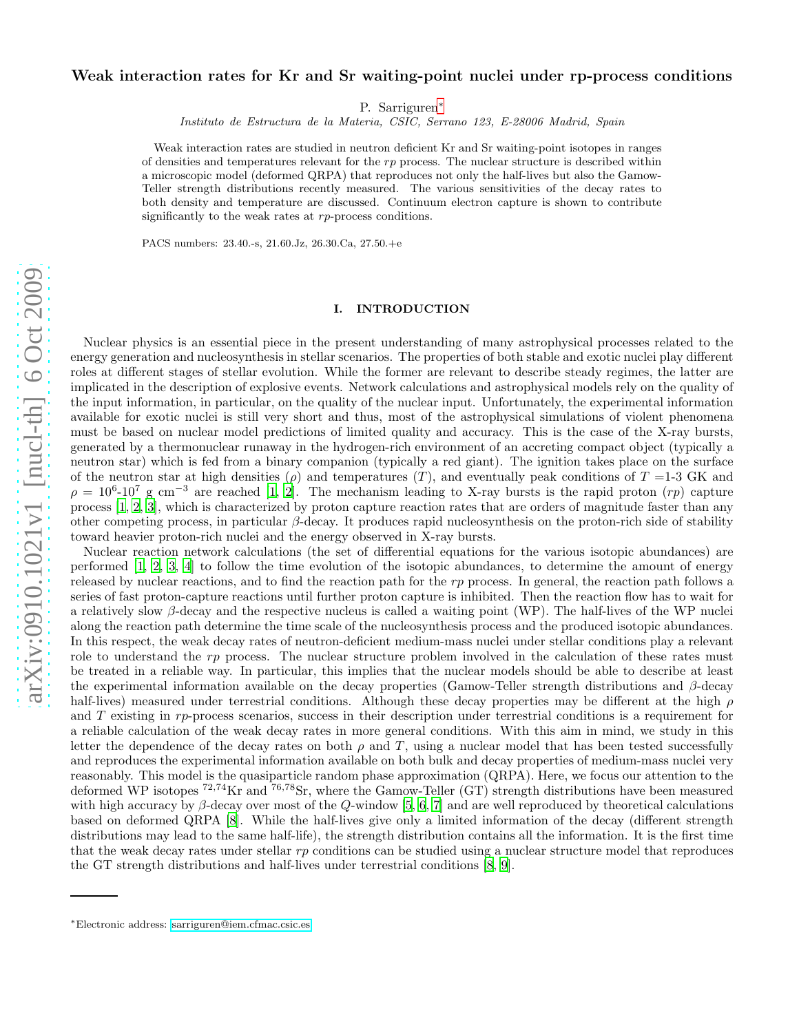# Weak interaction rates for Kr and Sr waiting-point nuclei under rp-process conditions

P. Sarriguren*

*Instituto de Estructura de la Materia, CSIC, Serrano 123, E-28006 Madrid, Spain*

Weak interaction rates are studied in neutron deficient Kr and Sr waiting-point isotopes in ranges of densities and temperatures relevant for the *rp* process. The nuclear structure is described within a microscopic model (deformed QRPA) that reproduces not only the half-lives but also the Gamow-Teller strength distributions recently measured. The various sensitivities of the decay rates to both density and temperature are discussed. Continuum electron capture is shown to contribute significantly to the weak rates at *rp*-process conditions.

PACS numbers: 23.40.-s, 21.60.Jz, 26.30.Ca, 27.50.+e

## I. INTRODUCTION

Nuclear physics is an essential piece in the present understanding of many astrophysical processes related to the energy generation and nucleosynthesis in stellar scenarios. The properties of both stable and exotic nuclei play different roles at different stages of stellar evolution. While the former are relevant to describe steady regimes, the latter are implicated in the description of explosive events. Network calculations and astrophysical models rely on the quality of the input information, in particular, on the quality of the nuclear input. Unfortunately, the experimental information available for exotic nuclei is still very short and thus, most of the astrophysical simulations of violent phenomena must be based on nuclear model predictions of limited quality and accuracy. This is the case of the X-ray bursts, generated by a thermonuclear runaway in the hydrogen-rich environment of an accreting compact object (typically a neutron star) which is fed from a binary companion (typically a red giant). The ignition takes place on the surface of the neutron star at high densities ($\rho$) and temperatures ($T$), and eventually peak conditions of $T$ =1-3 GK and $\rho$ = $10^6$-$10^7$ g cm$^{-3}$ are reached [1, 2]. The mechanism leading to X-ray bursts is the rapid proton (*rp*) capture process [1, 2, 3], which is characterized by proton capture reaction rates that are orders of magnitude faster than any other competing process, in particular $\beta$-decay. It produces rapid nucleosynthesis on the proton-rich side of stability toward heavier proton-rich nuclei and the energy observed in X-ray bursts.

Nuclear reaction network calculations (the set of differential equations for the various isotopic abundances) are performed [1, 2, 3, 4] to follow the time evolution of the isotopic abundances, to determine the amount of energy released by nuclear reactions, and to find the reaction path for the *rp* process. In general, the reaction path follows a series of fast proton-capture reactions until further proton capture is inhibited. Then the reaction flow has to wait for a relatively slow $\beta$-decay and the respective nucleus is called a waiting point (WP). The half-lives of the WP nuclei along the reaction path determine the time scale of the nucleosynthesis process and the produced isotopic abundances. In this respect, the weak decay rates of neutron-deficient medium-mass nuclei under stellar conditions play a relevant role to understand the *rp* process. The nuclear structure problem involved in the calculation of these rates must be treated in a reliable way. In particular, this implies that the nuclear models should be able to describe at least the experimental information available on the decay properties (Gamow-Teller strength distributions and $\beta$-decay half-lives) measured under terrestrial conditions. Although these decay properties may be different at the high $\rho$ and $T$ existing in *rp*-process scenarios, success in their description under terrestrial conditions is a requirement for a reliable calculation of the weak decay rates in more general conditions. With this aim in mind, we study in this letter the dependence of the decay rates on both $\rho$ and $T$, using a nuclear model that has been tested successfully and reproduces the experimental information available on both bulk and decay properties of medium-mass nuclei very reasonably. This model is the quasiparticle random phase approximation (QRPA). Here, we focus our attention to the deformed WP isotopes $^{72,74}$Kr and $^{76,78}$Sr, where the Gamow-Teller (GT) strength distributions have been measured with high accuracy by $\beta$-decay over most of the $Q$-window [5, 6, 7] and are well reproduced by theoretical calculations based on deformed QRPA [8]. While the half-lives give only a limited information of the decay (different strength distributions may lead to the same half-life), the strength distribution contains all the information. It is the first time that the weak decay rates under stellar *rp* conditions can be studied using a nuclear structure model that reproduces the GT strength distributions and half-lives under terrestrial conditions [8, 9].

*Electronic address: sarriguren@iem.cfmac.csic.es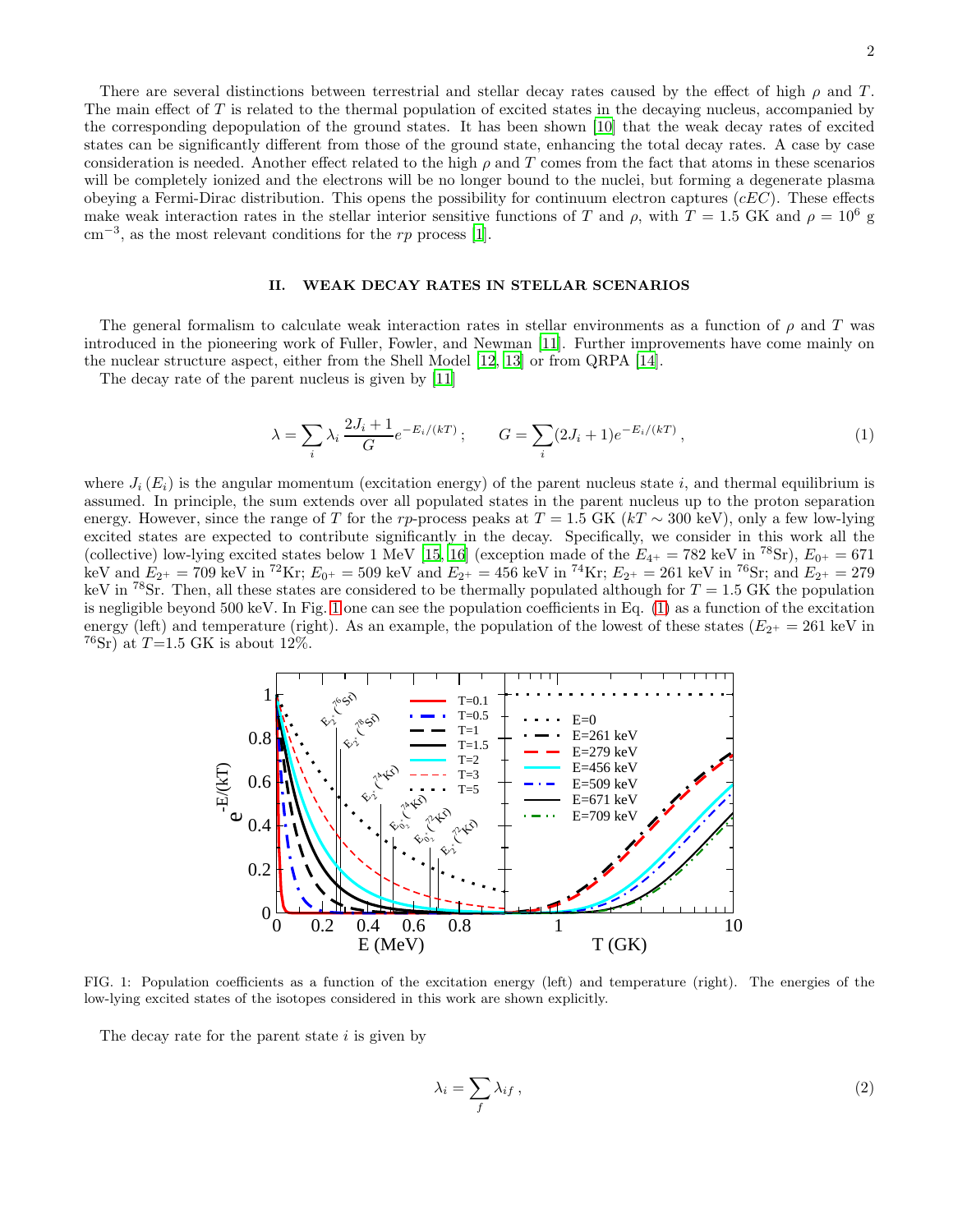There are several distinctions between terrestrial and stellar decay rates caused by the effect of high $\rho$ and $T$. The main effect of $T$ is related to the thermal population of excited states in the decaying nucleus, accompanied by the corresponding depopulation of the ground states. It has been shown [10] that the weak decay rates of excited states can be significantly different from those of the ground state, enhancing the total decay rates. A case by case consideration is needed. Another effect related to the high $\rho$ and $T$ comes from the fact that atoms in these scenarios will be completely ionized and the electrons will be no longer bound to the nuclei, but forming a degenerate plasma obeying a Fermi-Dirac distribution. This opens the possibility for continuum electron captures ($cEC$). These effects make weak interaction rates in the stellar interior sensitive functions of $T$ and $\rho$, with $T = 1.5$ GK and $\rho = 10^6$ g cm$^{-3}$, as the most relevant conditions for the $rp$ process [1].

## II. WEAK DECAY RATES IN STELLAR SCENARIOS

The general formalism to calculate weak interaction rates in stellar environments as a function of $\rho$ and $T$ was introduced in the pioneering work of Fuller, Fowler, and Newman [11]. Further improvements have come mainly on the nuclear structure aspect, either from the Shell Model [12, 13] or from QRPA [14].

The decay rate of the parent nucleus is given by [11]

$$\lambda = \sum_i \lambda_i \frac{2J_i + 1}{G} e^{-E_i/(kT)} ; \qquad G = \sum_i (2J_i + 1) e^{-E_i/(kT)} , \tag{1}$$

where $J_i$ ($E_i$) is the angular momentum (excitation energy) of the parent nucleus state $i$, and thermal equilibrium is assumed. In principle, the sum extends over all populated states in the parent nucleus up to the proton separation energy. However, since the range of $T$ for the $rp$-process peaks at $T = 1.5$ GK ($kT \sim 300$ keV), only a few low-lying excited states are expected to contribute significantly in the decay. Specifically, we consider in this work all the (collective) low-lying excited states below 1 MeV [15, 16] (exception made of the $E_{4^+} = 782$ keV in $^{78}$Sr), $E_{0^+} = 671$ keV and $E_{2^+} = 709$ keV in $^{72}$Kr; $E_{0^+} = 509$ keV and $E_{2^+} = 456$ keV in $^{74}$Kr; $E_{2^+} = 261$ keV in $^{76}$Sr; and $E_{2^+} = 279$ keV in $^{78}$Sr. Then, all these states are considered to be thermally populated although for $T = 1.5$ GK the population is negligible beyond 500 keV. In Fig. 1 one can see the population coefficients in Eq. (1) as a function of the excitation energy (left) and temperature (right). As an example, the population of the lowest of these states ($E_{2^+} = 261$ keV in $^{76}$Sr) at $T$=1.5 GK is about 12%.

FIG. 1: Population coefficients as a function of the excitation energy (left) and temperature (right). The energies of the low-lying excited states of the isotopes considered in this work are shown explicitly.

The decay rate for the parent state $i$ is given by

$$\lambda_i = \sum_f \lambda_{if} , \tag{2}$$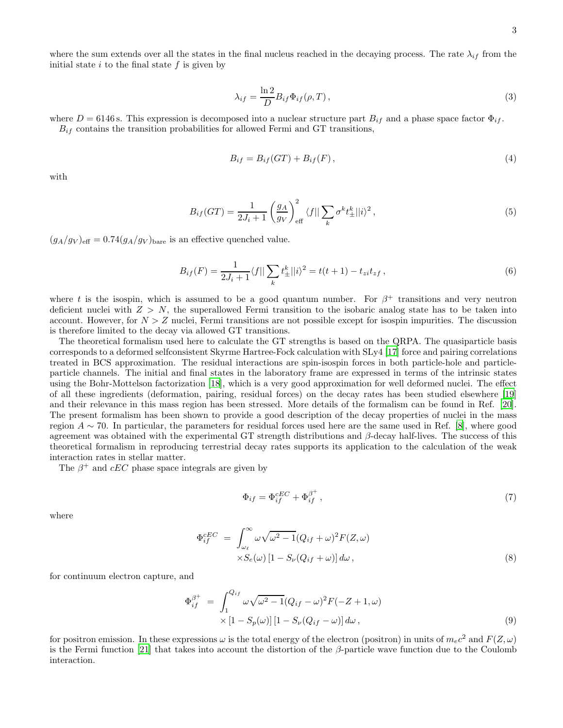where the sum extends over all the states in the final nucleus reached in the decaying process. The rate $\lambda_{if}$ from the initial state $i$ to the final state $f$ is given by

$$\lambda_{if} = \frac{\ln 2}{D} B_{if} \Phi_{if}(\rho, T) \,, \tag{3}$$

where $D = 6146\,\mathrm{s}$. This expression is decomposed into a nuclear structure part $B_{if}$ and a phase space factor $\Phi_{if}$.

$B_{if}$ contains the transition probabilities for allowed Fermi and GT transitions,

$$B_{if} = B_{if}(GT) + B_{if}(F) \,, \tag{4}$$

with

$$B_{if}(GT) = \frac{1}{2J_i + 1} \left( \frac{g_A}{g_V} \right)^2_{\mathrm{eff}} \langle f || \sum_k \sigma^k t^k_{\pm} || i \rangle^2 \,, \tag{5}$$

$(g_A/g_V)_{\mathrm{eff}} = 0.74 (g_A/g_V)_{\mathrm{bare}}$ is an effective quenched value.

$$B_{if}(F) = \frac{1}{2J_i + 1} \langle f || \sum_k t^k_{\pm} || i \rangle^2 = t(t+1) - t_{zi} t_{zf} \,, \tag{6}$$

where $t$ is the isospin, which is assumed to be a good quantum number. For $\beta^+$ transitions and very neutron deficient nuclei with $Z > N$, the superallowed Fermi transition to the isobaric analog state has to be taken into account. However, for $N > Z$ nuclei, Fermi transitions are not possible except for isospin impurities. The discussion is therefore limited to the decay via allowed GT transitions.

The theoretical formalism used here to calculate the GT strengths is based on the QRPA. The quasiparticle basis corresponds to a deformed selfconsistent Skyrme Hartree-Fock calculation with SLy4 [17] force and pairing correlations treated in BCS approximation. The residual interactions are spin-isospin forces in both particle-hole and particle-particle channels. The initial and final states in the laboratory frame are expressed in terms of the intrinsic states using the Bohr-Mottelson factorization [18], which is a very good approximation for well deformed nuclei. The effect of all these ingredients (deformation, pairing, residual forces) on the decay rates has been studied elsewhere [19] and their relevance in this mass region has been stressed. More details of the formalism can be found in Ref. [20]. The present formalism has been shown to provide a good description of the decay properties of nuclei in the mass region $A \sim 70$. In particular, the parameters for residual forces used here are the same used in Ref. [8], where good agreement was obtained with the experimental GT strength distributions and $\beta$-decay half-lives. The success of this theoretical formalism in reproducing terrestrial decay rates supports its application to the calculation of the weak interaction rates in stellar matter.

The $\beta^+$ and $cEC$ phase space integrals are given by

$$\Phi_{if} = \Phi^{cEC}_{if} + \Phi^{\beta^+}_{if} \,, \tag{7}$$

where

$$\begin{aligned} \Phi^{cEC}_{if} &= \int_{\omega_\ell}^{\infty} \omega \sqrt{\omega^2 - 1} (Q_{if} + \omega)^2 F(Z, \omega) \\ &\times S_e(\omega) \left[ 1 - S_\nu(Q_{if} + \omega) \right] d\omega \,, \end{aligned} \tag{8}$$

for continuum electron capture, and

$$\begin{aligned} \Phi^{\beta^+}_{if} &= \int_{1}^{Q_{if}} \omega \sqrt{\omega^2 - 1} (Q_{if} - \omega)^2 F(-Z + 1, \omega) \\ &\times \left[ 1 - S_p(\omega) \right] \left[ 1 - S_\nu(Q_{if} - \omega) \right] d\omega \,, \end{aligned} \tag{9}$$

for positron emission. In these expressions $\omega$ is the total energy of the electron (positron) in units of $m_e c^2$ and $F(Z, \omega)$ is the Fermi function [21] that takes into account the distortion of the $\beta$-particle wave function due to the Coulomb interaction.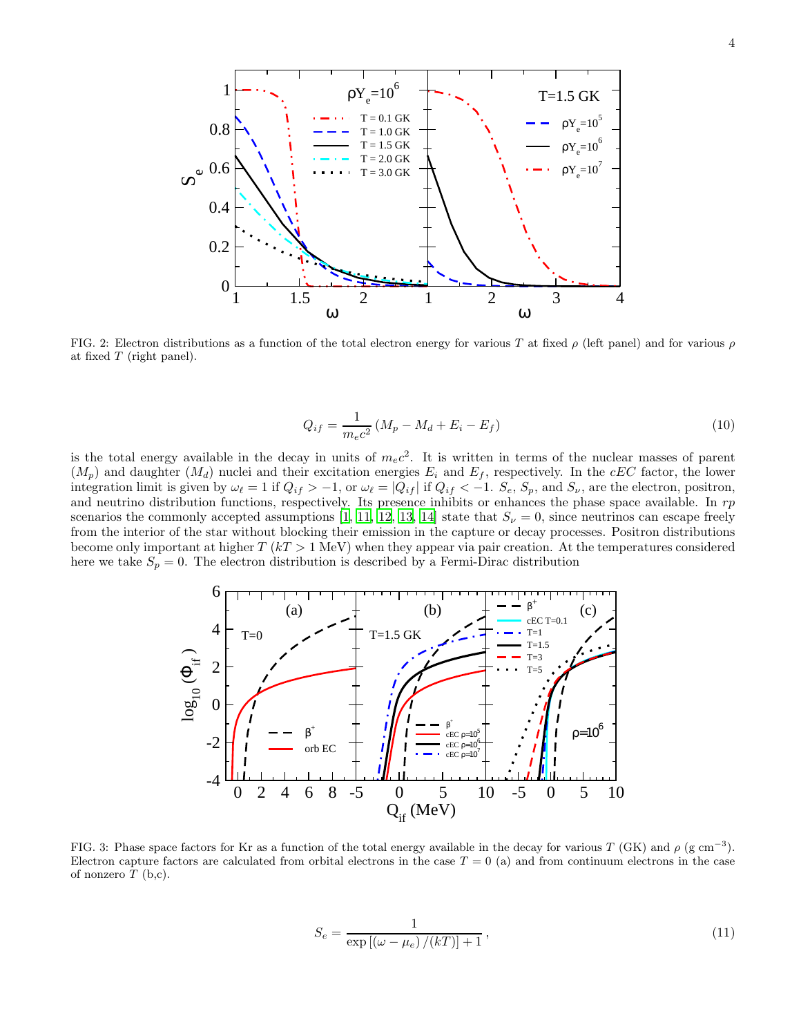FIG. 2: Electron distributions as a function of the total electron energy for various $T$ at fixed $\rho$ (left panel) and for various $\rho$ at fixed $T$ (right panel).

$$Q_{if} = \frac{1}{m_e c^2}\left(M_p - M_d + E_i - E_f\right) \tag{10}$$

is the total energy available in the decay in units of $m_e c^2$. It is written in terms of the nuclear masses of parent ($M_p$) and daughter ($M_d$) nuclei and their excitation energies $E_i$ and $E_f$, respectively. In the *cEC* factor, the lower integration limit is given by $\omega_\ell = 1$ if $Q_{if} > -1$, or $\omega_\ell = |Q_{if}|$ if $Q_{if} < -1$. $S_e$, $S_p$, and $S_\nu$, are the electron, positron, and neutrino distribution functions, respectively. Its presence inhibits or enhances the phase space available. In *rp* scenarios the commonly accepted assumptions [1, 11, 12, 13, 14] state that $S_\nu = 0$, since neutrinos can escape freely from the interior of the star without blocking their emission in the capture or decay processes. Positron distributions become only important at higher $T$ ($kT > 1$ MeV) when they appear via pair creation. At the temperatures considered here we take $S_p = 0$. The electron distribution is described by a Fermi-Dirac distribution

FIG. 3: Phase space factors for Kr as a function of the total energy available in the decay for various $T$ (GK) and $\rho$ (g cm$^{-3}$). Electron capture factors are calculated from orbital electrons in the case $T = 0$ (a) and from continuum electrons in the case of nonzero $T$ (b,c).

$$S_e = \frac{1}{\exp\left[\left(\omega - \mu_e\right)/(kT)\right] + 1}\,, \tag{11}$$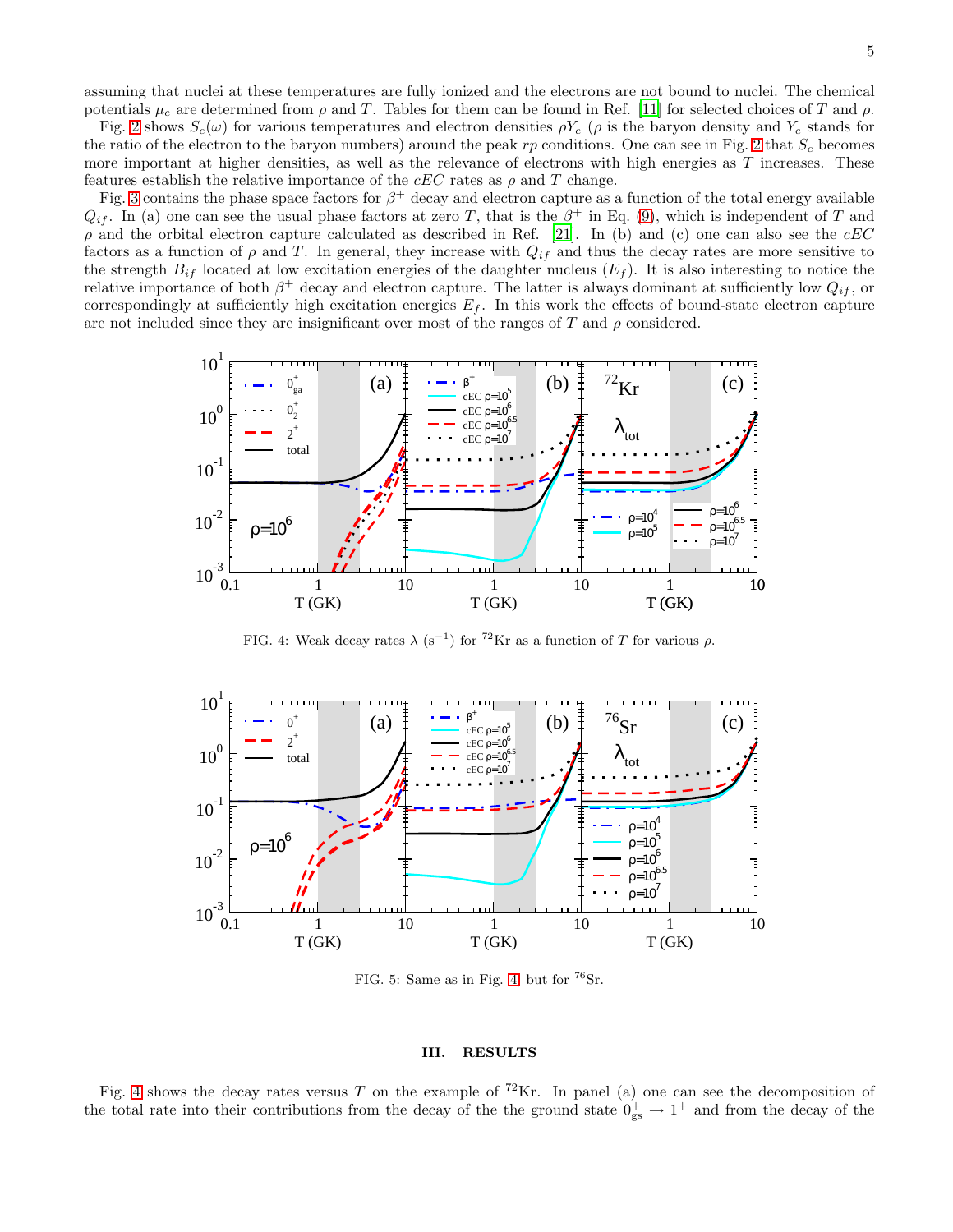assuming that nuclei at these temperatures are fully ionized and the electrons are not bound to nuclei. The chemical potentials $\mu_e$ are determined from $\rho$ and $T$. Tables for them can be found in Ref. [11] for selected choices of $T$ and $\rho$.

Fig. 2 shows $S_e(\omega)$ for various temperatures and electron densities $\rho Y_e$ ($\rho$ is the baryon density and $Y_e$ stands for the ratio of the electron to the baryon numbers) around the peak *rp* conditions. One can see in Fig. 2 that $S_e$ becomes more important at higher densities, as well as the relevance of electrons with high energies as $T$ increases. These features establish the relative importance of the *cEC* rates as $\rho$ and $T$ change.

Fig. 3 contains the phase space factors for $\beta^+$ decay and electron capture as a function of the total energy available $Q_{if}$. In (a) one can see the usual phase factors at zero $T$, that is the $\beta^+$ in Eq. (9), which is independent of $T$ and $\rho$ and the orbital electron capture calculated as described in Ref. [21]. In (b) and (c) one can also see the *cEC* factors as a function of $\rho$ and $T$. In general, they increase with $Q_{if}$ and thus the decay rates are more sensitive to the strength $B_{if}$ located at low excitation energies of the daughter nucleus ($E_f$). It is also interesting to notice the relative importance of both $\beta^+$ decay and electron capture. The latter is always dominant at sufficiently low $Q_{if}$, or correspondingly at sufficiently high excitation energies $E_f$. In this work the effects of bound-state electron capture are not included since they are insignificant over most of the ranges of $T$ and $\rho$ considered.

FIG. 4: Weak decay rates $\lambda$ ($s^{-1}$) for $^{72}$Kr as a function of $T$ for various $\rho$.

FIG. 5: Same as in Fig. 4 but for $^{76}$Sr.

## III. RESULTS

Fig. 4 shows the decay rates versus $T$ on the example of $^{72}$Kr. In panel (a) one can see the decomposition of the total rate into their contributions from the decay of the the ground state $0^+_{\mathrm{gs}} \rightarrow 1^+$ and from the decay of the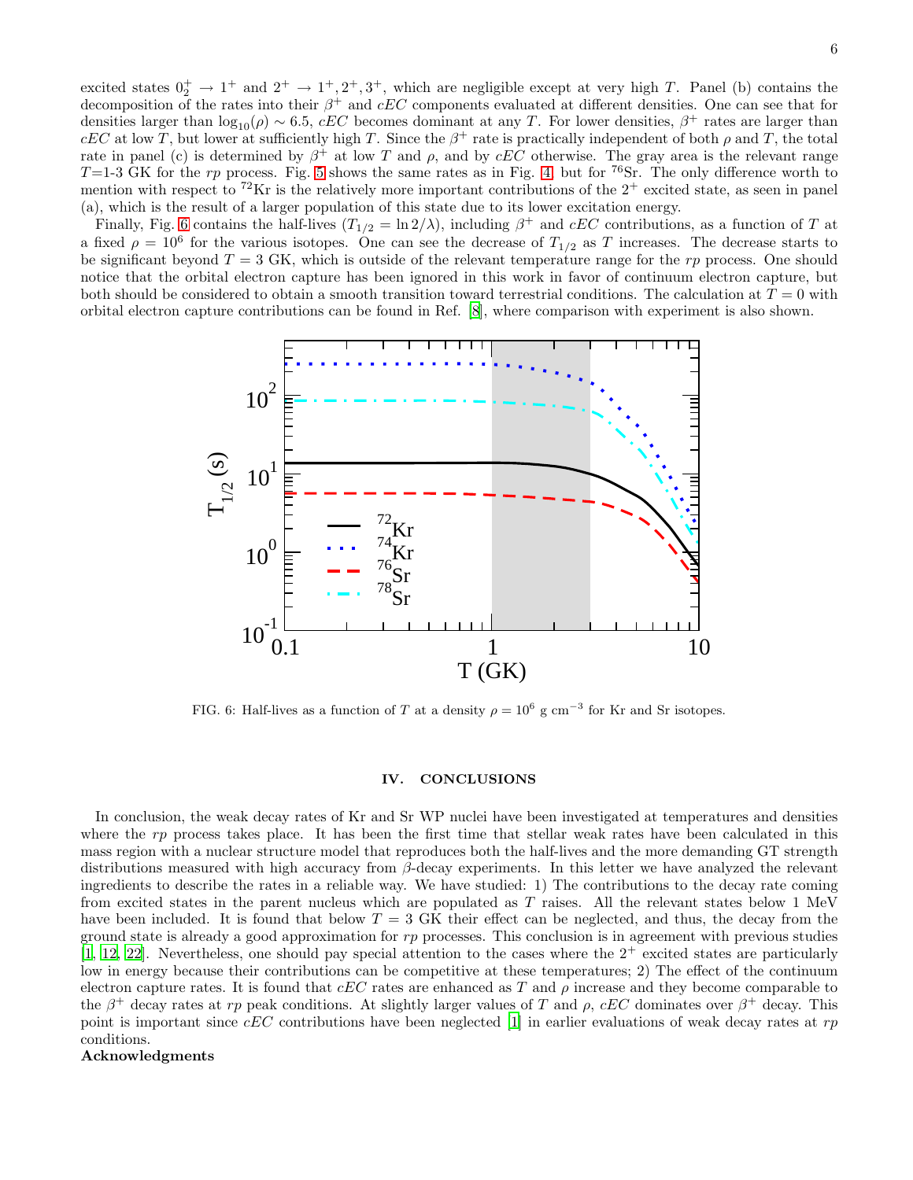excited states $0_2^+ \to 1^+$ and $2^+ \to 1^+, 2^+, 3^+$, which are negligible except at very high $T$. Panel (b) contains the decomposition of the rates into their $\beta^+$ and $cEC$ components evaluated at different densities. One can see that for densities larger than $\log_{10}(\rho) \sim 6.5$, $cEC$ becomes dominant at any $T$. For lower densities, $\beta^+$ rates are larger than $cEC$ at low $T$, but lower at sufficiently high $T$. Since the $\beta^+$ rate is practically independent of both $\rho$ and $T$, the total rate in panel (c) is determined by $\beta^+$ at low $T$ and $\rho$, and by $cEC$ otherwise. The gray area is the relevant range $T$=1-3 GK for the $rp$ process. Fig. 5 shows the same rates as in Fig. 4, but for $^{76}$Sr. The only difference worth to mention with respect to $^{72}$Kr is the relatively more important contributions of the $2^+$ excited state, as seen in panel (a), which is the result of a larger population of this state due to its lower excitation energy.

Finally, Fig. 6 contains the half-lives ($T_{1/2} = \ln 2/\lambda$), including $\beta^+$ and $cEC$ contributions, as a function of $T$ at a fixed $\rho = 10^6$ for the various isotopes. One can see the decrease of $T_{1/2}$ as $T$ increases. The decrease starts to be significant beyond $T = 3$ GK, which is outside of the relevant temperature range for the $rp$ process. One should notice that the orbital electron capture has been ignored in this work in favor of continuum electron capture, but both should be considered to obtain a smooth transition toward terrestrial conditions. The calculation at $T = 0$ with orbital electron capture contributions can be found in Ref. [8], where comparison with experiment is also shown.

FIG. 6: Half-lives as a function of $T$ at a density $\rho = 10^6$ g cm$^{-3}$ for Kr and Sr isotopes.

## IV. CONCLUSIONS

In conclusion, the weak decay rates of Kr and Sr WP nuclei have been investigated at temperatures and densities where the $rp$ process takes place. It has been the first time that stellar weak rates have been calculated in this mass region with a nuclear structure model that reproduces both the half-lives and the more demanding GT strength distributions measured with high accuracy from $\beta$-decay experiments. In this letter we have analyzed the relevant ingredients to describe the rates in a reliable way. We have studied: 1) The contributions to the decay rate coming from excited states in the parent nucleus which are populated as $T$ raises. All the relevant states below 1 MeV have been included. It is found that below $T = 3$ GK their effect can be neglected, and thus, the decay from the ground state is already a good approximation for $rp$ processes. This conclusion is in agreement with previous studies [1, 12, 22]. Nevertheless, one should pay special attention to the cases where the $2^+$ excited states are particularly low in energy because their contributions can be competitive at these temperatures; 2) The effect of the continuum electron capture rates. It is found that $cEC$ rates are enhanced as $T$ and $\rho$ increase and they become comparable to the $\beta^+$ decay rates at $rp$ peak conditions. At slightly larger values of $T$ and $\rho$, $cEC$ dominates over $\beta^+$ decay. This point is important since $cEC$ contributions have been neglected [1] in earlier evaluations of weak decay rates at $rp$ conditions.

**Acknowledgments**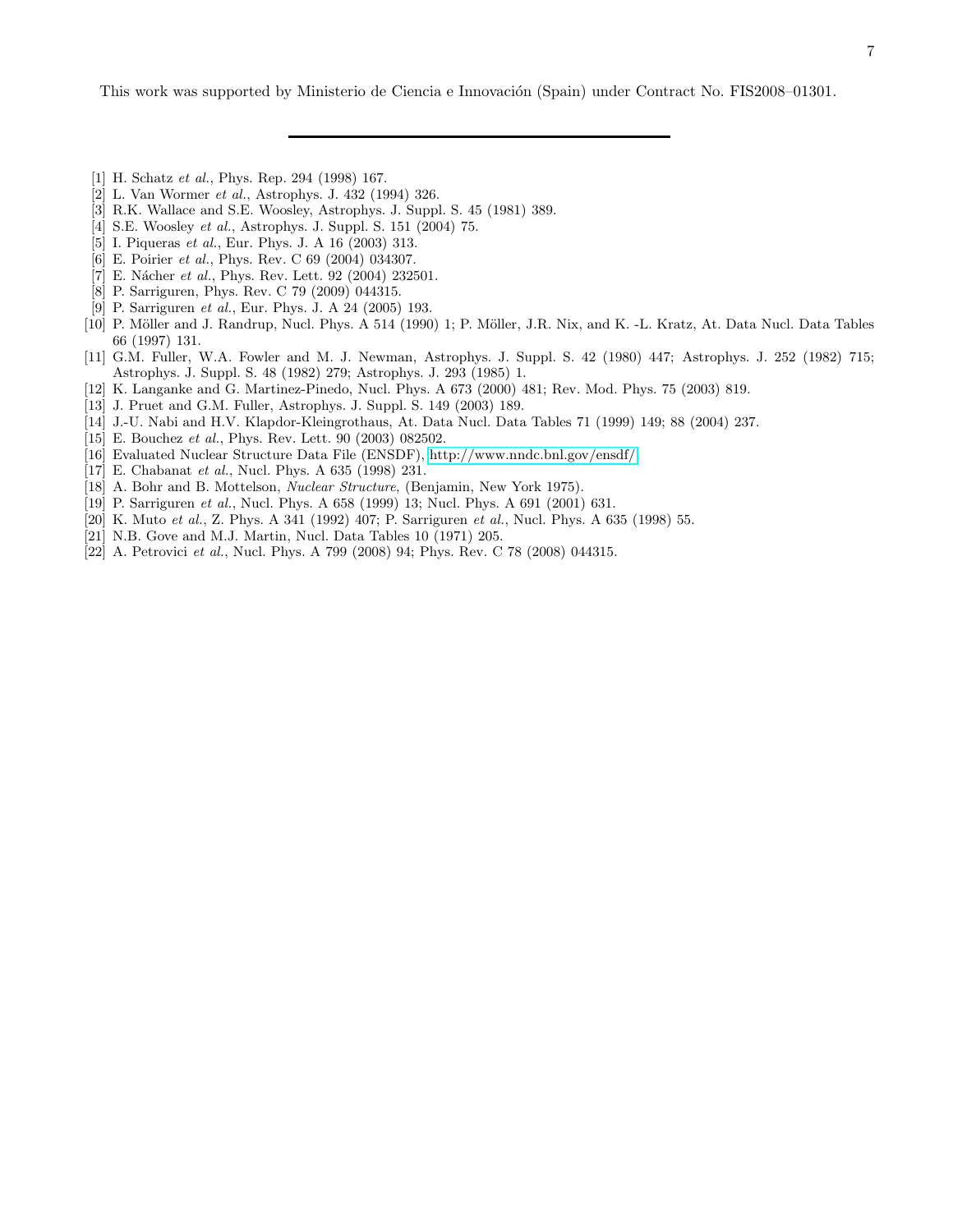This work was supported by Ministerio de Ciencia e Innovación (Spain) under Contract No. FIS2008–01301.

---

[1] H. Schatz *et al.*, Phys. Rep. 294 (1998) 167.

[2] L. Van Wormer *et al.*, Astrophys. J. 432 (1994) 326.

[3] R.K. Wallace and S.E. Woosley, Astrophys. J. Suppl. S. 45 (1981) 389.

[4] S.E. Woosley *et al.*, Astrophys. J. Suppl. S. 151 (2004) 75.

[5] I. Piqueras *et al.*, Eur. Phys. J. A 16 (2003) 313.

[6] E. Poirier *et al.*, Phys. Rev. C 69 (2004) 034307.

[7] E. Nácher *et al.*, Phys. Rev. Lett. 92 (2004) 232501.

[8] P. Sarriguren, Phys. Rev. C 79 (2009) 044315.

[9] P. Sarriguren *et al.*, Eur. Phys. J. A 24 (2005) 193.

[10] P. Möller and J. Randrup, Nucl. Phys. A 514 (1990) 1; P. Möller, J.R. Nix, and K. -L. Kratz, At. Data Nucl. Data Tables 66 (1997) 131.

[11] G.M. Fuller, W.A. Fowler and M. J. Newman, Astrophys. J. Suppl. S. 42 (1980) 447; Astrophys. J. 252 (1982) 715; Astrophys. J. Suppl. S. 48 (1982) 279; Astrophys. J. 293 (1985) 1.

[12] K. Langanke and G. Martinez-Pinedo, Nucl. Phys. A 673 (2000) 481; Rev. Mod. Phys. 75 (2003) 819.

[13] J. Pruet and G.M. Fuller, Astrophys. J. Suppl. S. 149 (2003) 189.

[14] J.-U. Nabi and H.V. Klapdor-Kleingrothaus, At. Data Nucl. Data Tables 71 (1999) 149; 88 (2004) 237.

[15] E. Bouchez *et al.*, Phys. Rev. Lett. 90 (2003) 082502.

[16] Evaluated Nuclear Structure Data File (ENSDF), http://www.nndc.bnl.gov/ensdf/

[17] E. Chabanat *et al.*, Nucl. Phys. A 635 (1998) 231.

[18] A. Bohr and B. Mottelson, *Nuclear Structure*, (Benjamin, New York 1975).

[19] P. Sarriguren *et al.*, Nucl. Phys. A 658 (1999) 13; Nucl. Phys. A 691 (2001) 631.

[20] K. Muto *et al.*, Z. Phys. A 341 (1992) 407; P. Sarriguren *et al.*, Nucl. Phys. A 635 (1998) 55.

[21] N.B. Gove and M.J. Martin, Nucl. Data Tables 10 (1971) 205.

[22] A. Petrovici *et al.*, Nucl. Phys. A 799 (2008) 94; Phys. Rev. C 78 (2008) 044315.